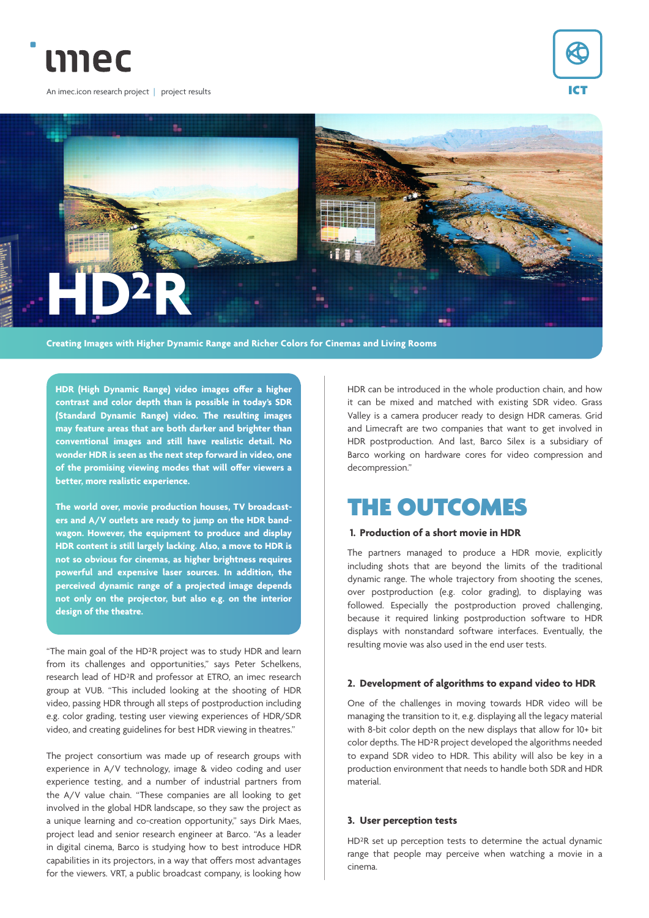imec

An imec.icon research project | project results

ICT

# HD²R

**Creating Images with Higher Dynamic Range and Richer Colors for Cinemas and Living Rooms**

**HDR (High Dynamic Range) video images offer a higher contrast and color depth than is possible in today's SDR (Standard Dynamic Range) video. The resulting images may feature areas that are both darker and brighter than conventional images and still have realistic detail. No wonder HDR is seen as the next step forward in video, one of the promising viewing modes that will offer viewers a better, more realistic experience.**

**The world over, movie production houses, TV broadcasters and A/V outlets are ready to jump on the HDR bandwagon. However, the equipment to produce and display HDR content is still largely lacking. Also, a move to HDR is not so obvious for cinemas, as higher brightness requires powerful and expensive laser sources. In addition, the perceived dynamic range of a projected image depends not only on the projector, but also e.g. on the interior design of the theatre.**

"The main goal of the HD²R project was to study HDR and learn from its challenges and opportunities," says Peter Schelkens, research lead of HD²R and professor at ETRO, an imec research group at VUB. "This included looking at the shooting of HDR video, passing HDR through all steps of postproduction including e.g. color grading, testing user viewing experiences of HDR/SDR video, and creating guidelines for best HDR viewing in theatres."

The project consortium was made up of research groups with experience in A/V technology, image & video coding and user experience testing, and a number of industrial partners from the A/V value chain. "These companies are all looking to get involved in the global HDR landscape, so they saw the project as a unique learning and co-creation opportunity," says Dirk Maes, project lead and senior research engineer at Barco. "As a leader in digital cinema, Barco is studying how to best introduce HDR capabilities in its projectors, in a way that offers most advantages for the viewers. VRT, a public broadcast company, is looking how HDR can be introduced in the whole production chain, and how it can be mixed and matched with existing SDR video. Grass Valley is a camera producer ready to design HDR cameras. Grid and Limecraft are two companies that want to get involved in HDR postproduction. And last, Barco Silex is a subsidiary of Barco working on hardware cores for video compression and decompression."

## THE OUTCOMES

### 1. Production of a short movie in HDR

The partners managed to produce a HDR movie, explicitly including shots that are beyond the limits of the traditional dynamic range. The whole trajectory from shooting the scenes, over postproduction (e.g. color grading), to displaying was followed. Especially the postproduction proved challenging, because it required linking postproduction software to HDR displays with nonstandard software interfaces. Eventually, the resulting movie was also used in the end user tests.

### 2. Development of algorithms to expand video to HDR

One of the challenges in moving towards HDR video will be managing the transition to it, e.g. displaying all the legacy material with 8-bit color depth on the new displays that allow for 10+ bit color depths. The HD²R project developed the algorithms needed to expand SDR video to HDR. This ability will also be key in a production environment that needs to handle both SDR and HDR material.

### 3. User perception tests

HD²R set up perception tests to determine the actual dynamic range that people may perceive when watching a movie in a cinema.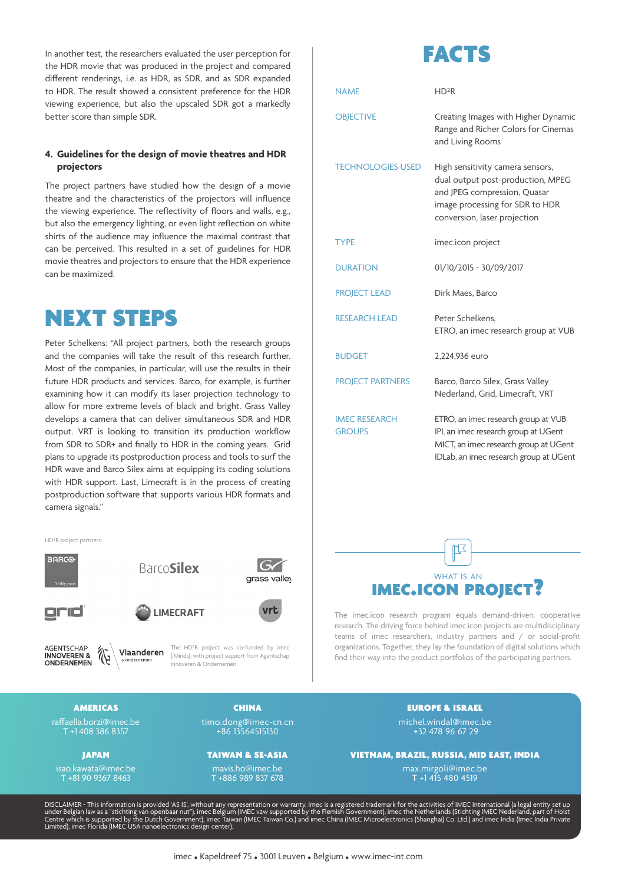In another test, the researchers evaluated the user perception for the HDR movie that was produced in the project and compared different renderings, i.e. as HDR, as SDR, and as SDR expanded to HDR. The result showed a consistent preference for the HDR viewing experience, but also the upscaled SDR got a markedly better score than simple SDR.

**4. Guidelines for the design of movie theatres and HDR projectors**

The project partners have studied how the design of a movie theatre and the characteristics of the projectors will influence the viewing experience. The reflectivity of floors and walls, e.g., but also the emergency lighting, or even light reflection on white shirts of the audience may influence the maximal contrast that can be perceived. This resulted in a set of guidelines for HDR movie theatres and projectors to ensure that the HDR experience can be maximized.

# NEXT STEPS

Peter Schelkens: "All project partners, both the research groups and the companies will take the result of this research further. Most of the companies, in particular, will use the results in their future HDR products and services. Barco, for example, is further examining how it can modify its laser projection technology to allow for more extreme levels of black and bright. Grass Valley develops a camera that can deliver simultaneous SDR and HDR output. VRT is looking to transition its production workflow from SDR to SDR+ and finally to HDR in the coming years. Grid plans to upgrade its postproduction process and tools to surf the HDR wave and Barco Silex aims at equipping its coding solutions with HDR support. Last, Limecraft is in the process of creating postproduction software that supports various HDR formats and camera signals."

HD²R project partners:

The HD²R project was co-funded by imec (iMinds), with project support from Agentschap Innoveren & Ondernemen.

# FACTS

| | |
|---|---|
| NAME | HD²R |
| OBJECTIVE | Creating Images with Higher Dynamic Range and Richer Colors for Cinemas and Living Rooms |
| TECHNOLOGIES USED | High sensitivity camera sensors, dual output post-production, MPEG and JPEG compression, Quasar image processing for SDR to HDR conversion, laser projection |
| TYPE | imec.icon project |
| DURATION | 01/10/2015 - 30/09/2017 |
| PROJECT LEAD | Dirk Maes, Barco |
| RESEARCH LEAD | Peter Schelkens, ETRO, an imec research group at VUB |
| BUDGET | 2,224,936 euro |
| PROJECT PARTNERS | Barco, Barco Silex, Grass Valley Nederland, Grid, Limecraft, VRT |
| IMEC RESEARCH GROUPS | ETRO, an imec research group at VUB<br>IPI, an imec research group at UGent<br>MICT, an imec research group at UGent<br>IDLab, an imec research group at UGent |

WHAT IS AN

## IMEC.ICON PROJECT?

The imec.icon research program equals demand-driven, cooperative research. The driving force behind imec.icon projects are multidisciplinary teams of imec researchers, industry partners and / or social-profit organizations. Together, they lay the foundation of digital solutions which find their way into the product portfolios of the participating partners.

**AMERICAS**
raffaella.borzi@imec.be
T +1 408 386 8357

**CHINA**
timo.dong@imec-cn.cn
+86 13564515130

**EUROPE & ISRAEL**
michel.windal@imec.be
+32 478 96 67 29

**JAPAN**
isao.kawata@imec.be
T +81 90 9367 8463

**TAIWAN & SE-ASIA**
mavis.ho@imec.be
T +886 989 837 678

**VIETNAM, BRAZIL, RUSSIA, MID EAST, INDIA**
max.mirgoli@imec.be
T +1 415 480 4519

DISCLAIMER - This information is provided 'AS IS', without any representation or warranty. Imec is a registered trademark for the activities of IMEC International (a legal entity set up under Belgian law as a "stichting van openbaar nut"), imec Belgium (IMEC vzw supported by the Flemish Government), imec the Netherlands (Stichting IMEC Nederland, part of Holst Centre which is supported by the Dutch Government), imec Taiwan (IMEC Taiwan Co.) and imec China (IMEC Microelectronics (Shanghai) Co. Ltd.) and imec India (Imec India Private Limited), imec Florida (IMEC USA nanoelectronics design center).

imec • Kapeldreef 75 • 3001 Leuven • Belgium • www.imec-int.com